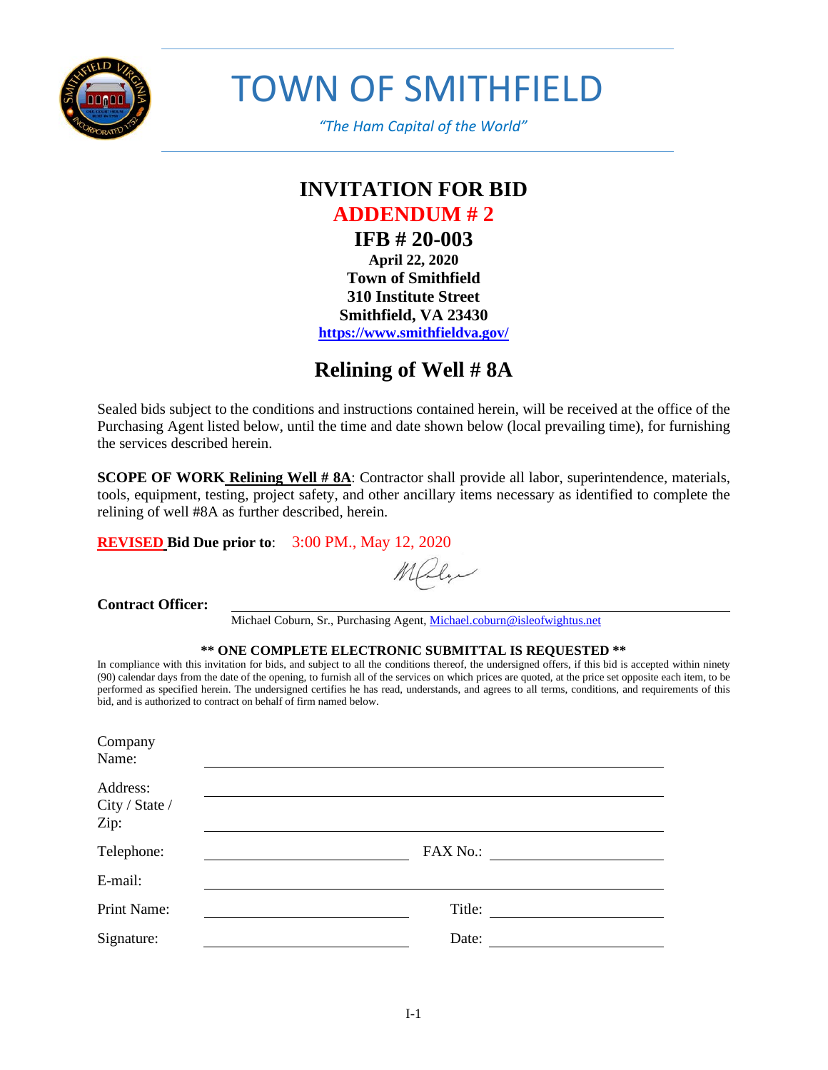# TOWN OF SMITHFIELD

*"The Ham Capital of the World"*

## INVITATION FOR BID
## ADDENDUM # 2
## IFB # 20-003

**April 22, 2020**
**Town of Smithfield**
**310 Institute Street**
**Smithfield, VA 23430**
**https://www.smithfieldva.gov/**

## Relining of Well # 8A

Sealed bids subject to the conditions and instructions contained herein, will be received at the office of the Purchasing Agent listed below, until the time and date shown below (local prevailing time), for furnishing the services described herein.

**SCOPE OF WORK Relining Well # 8A**: Contractor shall provide all labor, superintendence, materials, tools, equipment, testing, project safety, and other ancillary items necessary as identified to complete the relining of well #8A as further described, herein.

**REVISED Bid Due prior to**: 3:00 PM., May 12, 2020

**Contract Officer:** ______________________________

Michael Coburn, Sr., Purchasing Agent, Michael.coburn@isleofwightus.net

**\*\* ONE COMPLETE ELECTRONIC SUBMITTAL IS REQUESTED \*\***

In compliance with this invitation for bids, and subject to all the conditions thereof, the undersigned offers, if this bid is accepted within ninety (90) calendar days from the date of the opening, to furnish all of the services on which prices are quoted, at the price set opposite each item, to be performed as specified herein. The undersigned certifies he has read, understands, and agrees to all terms, conditions, and requirements of this bid, and is authorized to contract on behalf of firm named below.

Company Name: ______________________________

Address: ______________________________

City / State / Zip: ______________________________

Telephone: ______________________________ FAX No.: ______________________________

E-mail: ______________________________

Print Name: ______________________________ Title: ______________________________

Signature: ______________________________ Date: ______________________________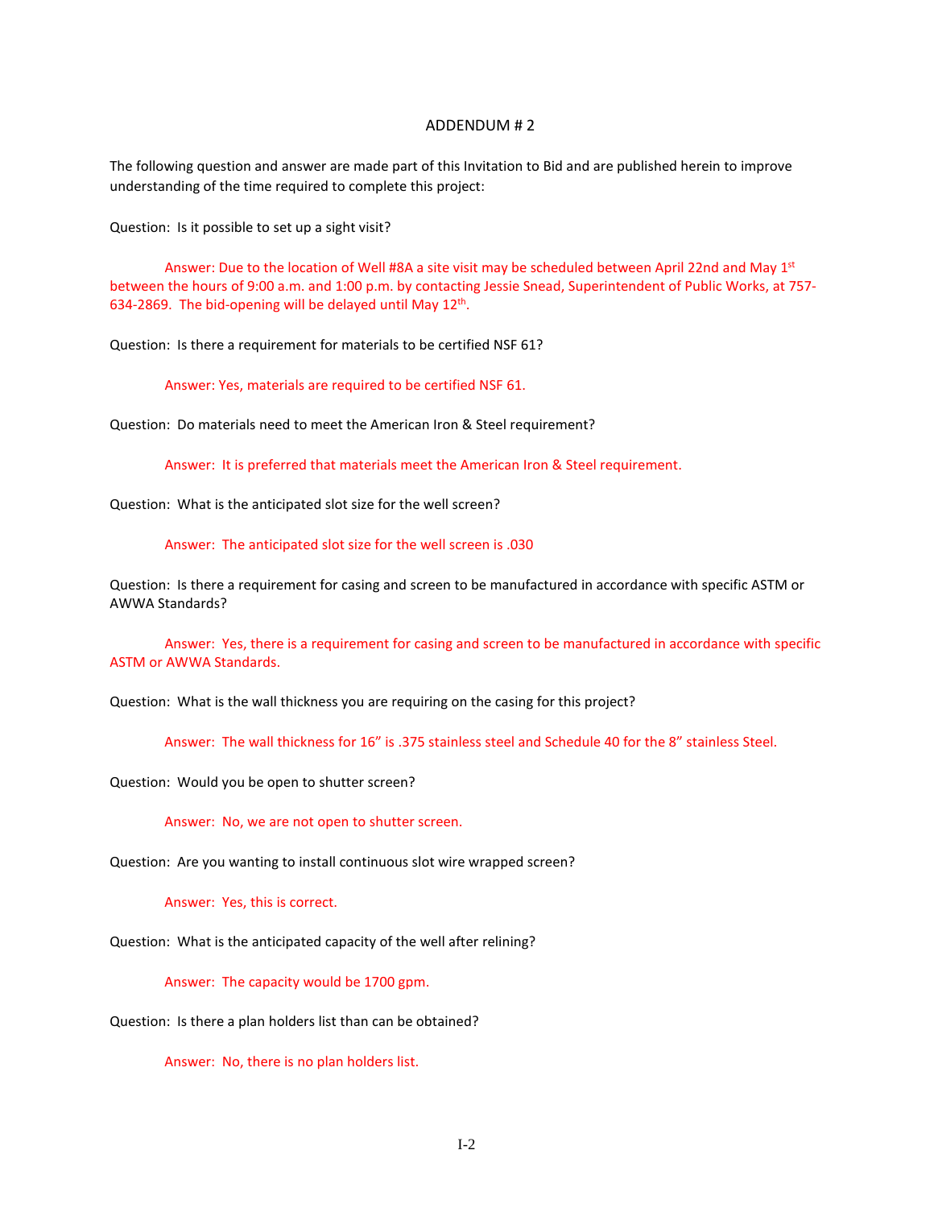# ADDENDUM # 2

The following question and answer are made part of this Invitation to Bid and are published herein to improve understanding of the time required to complete this project:

Question: Is it possible to set up a sight visit?

Answer: Due to the location of Well #8A a site visit may be scheduled between April 22nd and May 1st between the hours of 9:00 a.m. and 1:00 p.m. by contacting Jessie Snead, Superintendent of Public Works, at 757-634-2869. The bid-opening will be delayed until May 12th.

Question: Is there a requirement for materials to be certified NSF 61?

Answer: Yes, materials are required to be certified NSF 61.

Question: Do materials need to meet the American Iron & Steel requirement?

Answer: It is preferred that materials meet the American Iron & Steel requirement.

Question: What is the anticipated slot size for the well screen?

Answer: The anticipated slot size for the well screen is .030

Question: Is there a requirement for casing and screen to be manufactured in accordance with specific ASTM or AWWA Standards?

Answer: Yes, there is a requirement for casing and screen to be manufactured in accordance with specific ASTM or AWWA Standards.

Question: What is the wall thickness you are requiring on the casing for this project?

Answer: The wall thickness for 16" is .375 stainless steel and Schedule 40 for the 8" stainless Steel.

Question: Would you be open to shutter screen?

Answer: No, we are not open to shutter screen.

Question: Are you wanting to install continuous slot wire wrapped screen?

Answer: Yes, this is correct.

Question: What is the anticipated capacity of the well after relining?

Answer: The capacity would be 1700 gpm.

Question: Is there a plan holders list than can be obtained?

Answer: No, there is no plan holders list.